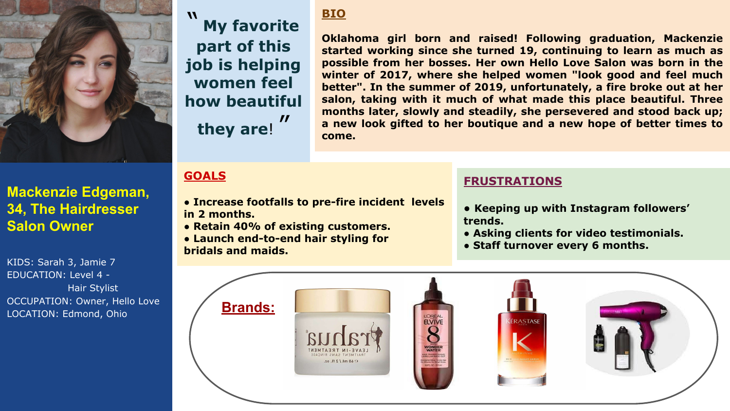## Mackenzie Edgeman, 34, The Hairdresser Salon Owner

KIDS: Sarah 3, Jamie 7
EDUCATION: Level 4 - Hair Stylist
OCCUPATION: Owner, Hello Love
LOCATION: Edmond, Ohio

> "My favorite part of this job is helping women feel how beautiful they are!"

## BIO

Oklahoma girl born and raised! Following graduation, Mackenzie started working since she turned 19, continuing to learn as much as possible from her bosses. Her own Hello Love Salon was born in the winter of 2017, where she helped women "look good and feel much better". In the summer of 2019, unfortunately, a fire broke out at her salon, taking with it much of what made this place beautiful. Three months later, slowly and steadily, she persevered and stood back up; a new look gifted to her boutique and a new hope of better times to come.

## GOALS

- Increase footfalls to pre-fire incident levels in 2 months.
- Retain 40% of existing customers.
- Launch end-to-end hair styling for bridals and maids.

## FRUSTRATIONS

- Keeping up with Instagram followers' trends.
- Asking clients for video testimonials.
- Staff turnover every 6 months.

## Brands:

Suqqu Leave-In Treatment · L'Oréal Elvive 8 Wonder Water · Kérastase · Hair dryer and styling products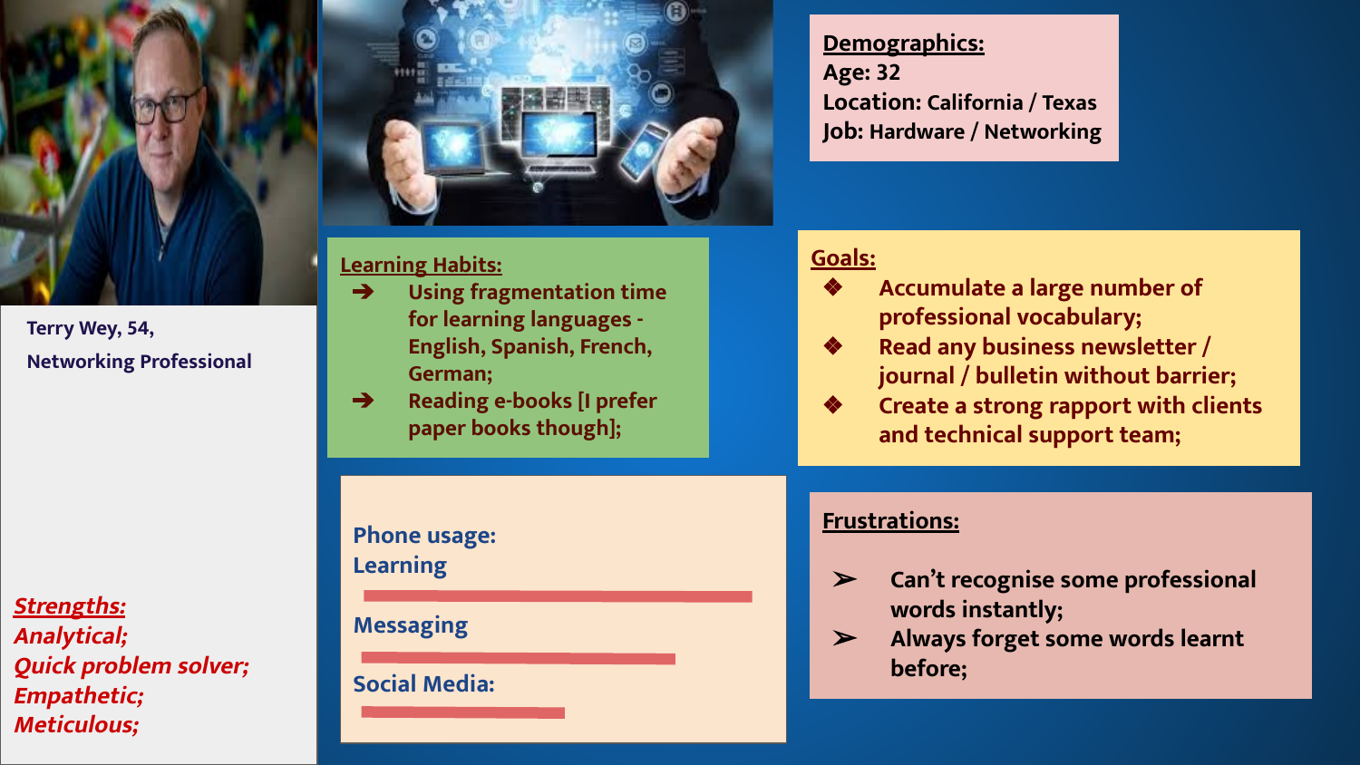Terry Wey, 54,

Networking Professional

***Strengths:***

***Analytical;***

***Quick problem solver;***

***Empathetic;***

***Meticulous;***

**Demographics:**

**Age: 32**

**Location: California / Texas**

**Job: Hardware / Networking**

**Learning Habits:**

- Using fragmentation time for learning languages - English, Spanish, French, German;
- Reading e-books [I prefer paper books though];

**Goals:**

- Accumulate a large number of professional vocabulary;
- Read any business newsletter / journal / bulletin without barrier;
- Create a strong rapport with clients and technical support team;

**Phone usage:**

Learning

Messaging

Social Media:

**Frustrations:**

- Can’t recognise some professional words instantly;
- Always forget some words learnt before;